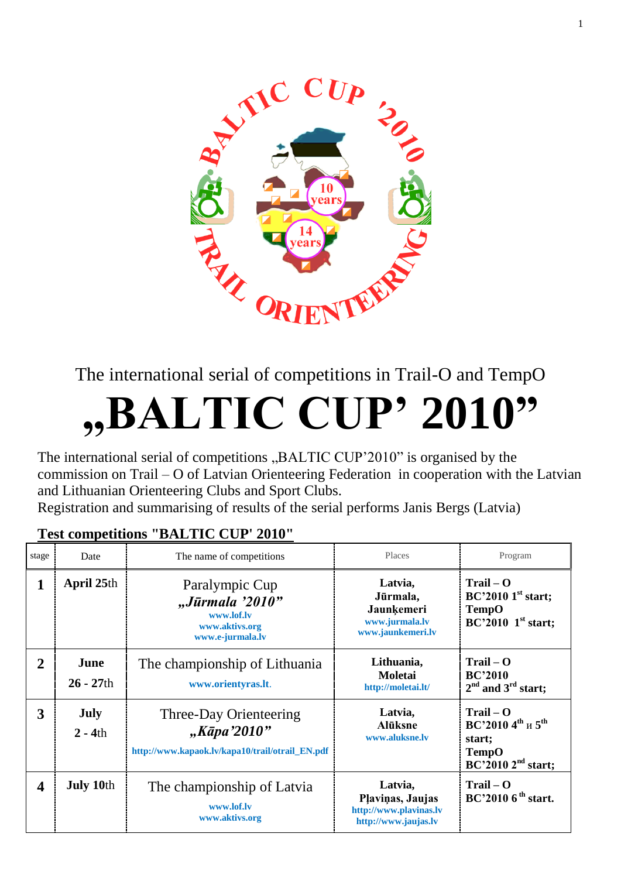The international serial of competitions in Trail-O and TempO

# „BALTIC CUP' 2010"

The international serial of competitions „BALTIC CUP'2010" is organised by the commission on Trail – O of Latvian Orienteering Federation in cooperation with the Latvian and Lithuanian Orienteering Clubs and Sport Clubs.
Registration and summarising of results of the serial performs Janis Bergs (Latvia)

## Test competitions "BALTIC CUP' 2010"

| stage | Date | The name of competitions | Places | Program |
|---|---|---|---|---|
| **1** | **April 25**th | Paralympic Cup ***„Jūrmala '2010"*** www.lof.lv www.aktivs.org www.e-jurmala.lv | **Latvia, Jūrmala, Jaunķemeri** www.jurmala.lv www.jaunkemeri.lv | **Trail – O BC'2010 1st start; TempO BC'2010 1st start;** |
| **2** | **June 26 - 27**th | The championship of Lithuania www.orientyras.lt. | **Lithuania, Moletai** http://moletai.lt/ | **Trail – O BC'2010 2nd and 3rd start;** |
| **3** | **July 2 - 4**th | Three-Day Orienteering ***„Kāpa'2010"*** http://www.kapaok.lv/kapa10/trail/otrail_EN.pdf | **Latvia, Alūksne** www.aluksne.lv | **Trail – O BC'2010 4th и 5th start; TempO BC'2010 2nd start;** |
| **4** | **July 10**th | The championship of Latvia www.lof.lv www.aktivs.org | **Latvia, Pļaviņas, Jaujas** http://www.plavinas.lv http://www.jaujas.lv | **Trail – O BC'2010 6 th start.** |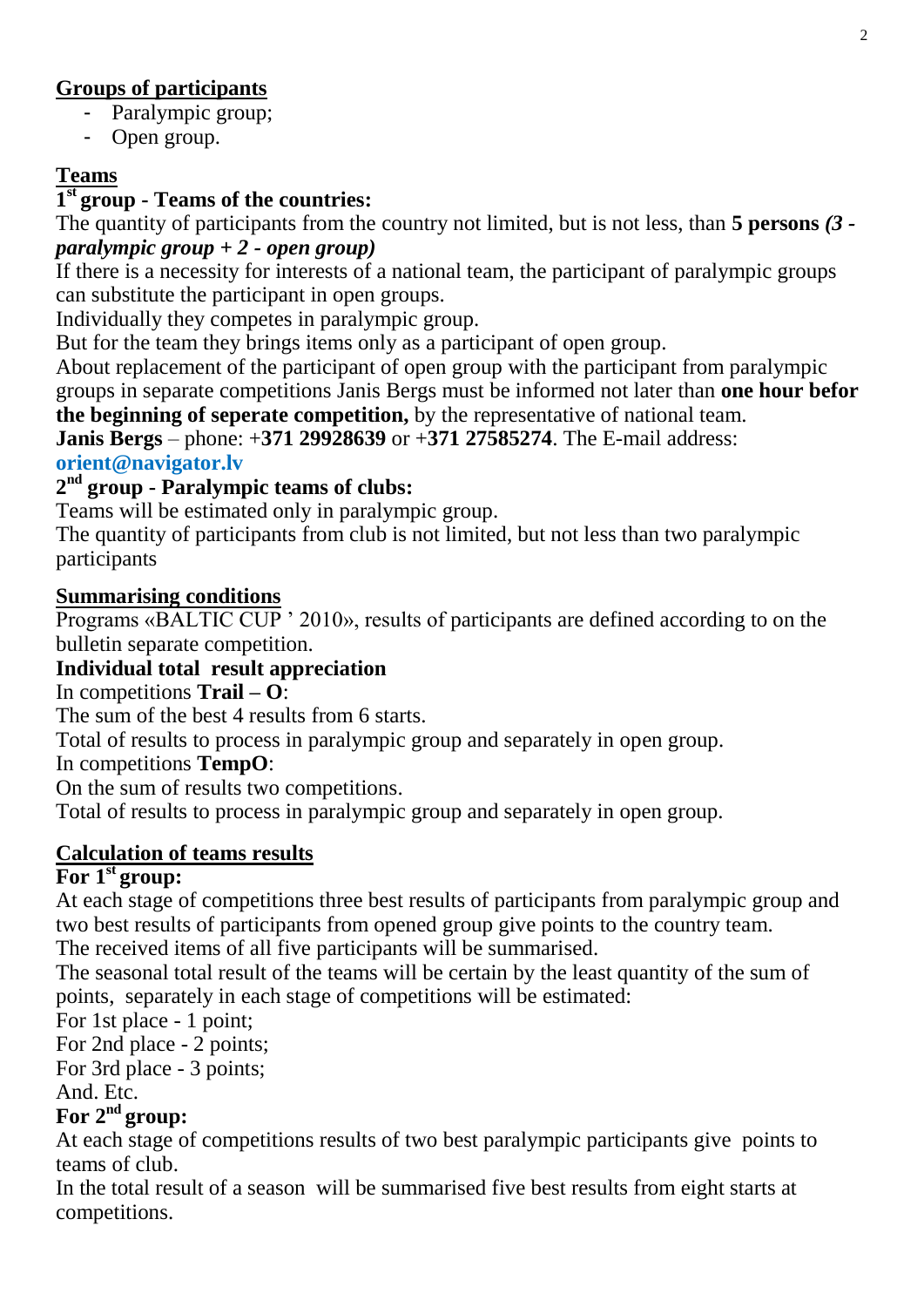## Groups of participants

- Paralympic group;
- Open group.

## Teams

### 1st group - Teams of the countries:

The quantity of participants from the country not limited, but is not less, than **5 persons** ***(3 - paralympic group + 2 - open group)***

If there is a necessity for interests of a national team, the participant of paralympic groups can substitute the participant in open groups.

Individually they competes in paralympic group.

But for the team they brings items only as a participant of open group.

About replacement of the participant of open group with the participant from paralympic groups in separate competitions Janis Bergs must be informed not later than **one hour befor the beginning of seperate competition,** by the representative of national team.

**Janis Bergs** – phone: **+371 29928639** or **+371 27585274**. The E-mail address: **orient@navigator.lv**

### 2nd group - Paralympic teams of clubs:

Teams will be estimated only in paralympic group.

The quantity of participants from club is not limited, but not less than two paralympic participants

## Summarising conditions

Programs «BALTIC CUP ' 2010», results of participants are defined according to on the bulletin separate competition.

**Individual total result appreciation**

In competitions **Trail – O**:

The sum of the best 4 results from 6 starts.

Total of results to process in paralympic group and separately in open group.

In competitions **TempO**:

On the sum of results two competitions.

Total of results to process in paralympic group and separately in open group.

## Calculation of teams results

### For 1st group:

At each stage of competitions three best results of participants from paralympic group and two best results of participants from opened group give points to the country team.

The received items of all five participants will be summarised.

The seasonal total result of the teams will be certain by the least quantity of the sum of points, separately in each stage of competitions will be estimated:

For 1st place - 1 point;

For 2nd place - 2 points;

For 3rd place - 3 points;

And. Etc.

### For 2nd group:

At each stage of competitions results of two best paralympic participants give points to teams of club.

In the total result of a season will be summarised five best results from eight starts at competitions.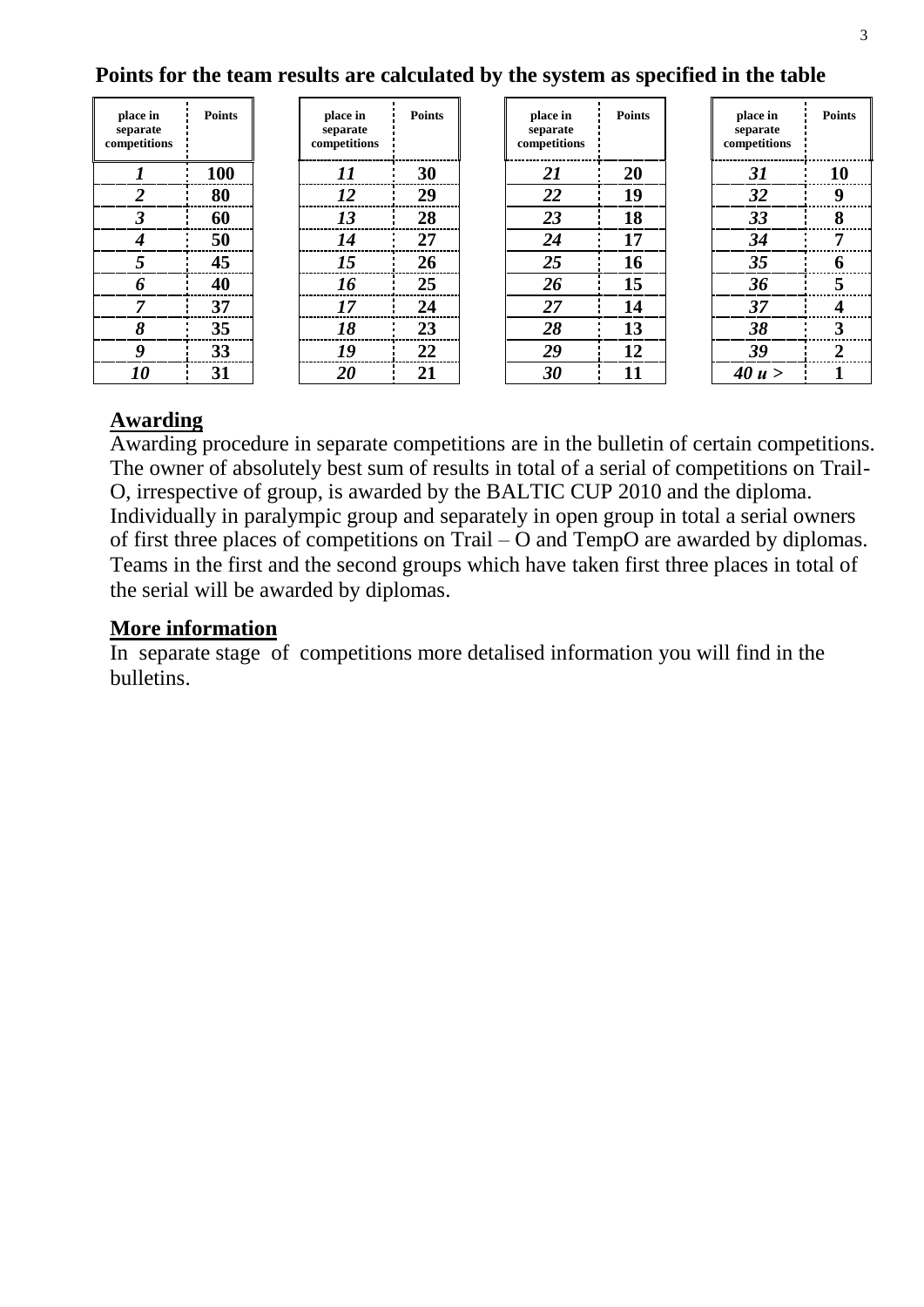**Points for the team results are calculated by the system as specified in the table**

| place in separate competitions | Points |
|---|---|
| *1* | 100 |
| *2* | 80 |
| *3* | 60 |
| *4* | 50 |
| *5* | 45 |
| *6* | 40 |
| *7* | 37 |
| *8* | 35 |
| *9* | 33 |
| *10* | 31 |

| place in separate competitions | Points |
|---|---|
| *11* | 30 |
| *12* | 29 |
| *13* | 28 |
| *14* | 27 |
| *15* | 26 |
| *16* | 25 |
| *17* | 24 |
| *18* | 23 |
| *19* | 22 |
| *20* | 21 |

| place in separate competitions | Points |
|---|---|
| *21* | 20 |
| *22* | 19 |
| *23* | 18 |
| *24* | 17 |
| *25* | 16 |
| *26* | 15 |
| *27* | 14 |
| *28* | 13 |
| *29* | 12 |
| *30* | 11 |

| place in separate competitions | Points |
|---|---|
| *31* | 10 |
| *32* | 9 |
| *33* | 8 |
| *34* | 7 |
| *35* | 6 |
| *36* | 5 |
| *37* | 4 |
| *38* | 3 |
| *39* | 2 |
| *40 u >* | 1 |

## Awarding

Awarding procedure in separate competitions are in the bulletin of certain competitions. The owner of absolutely best sum of results in total of a serial of competitions on Trail-O, irrespective of group, is awarded by the BALTIC CUP 2010 and the diploma. Individually in paralympic group and separately in open group in total a serial owners of first three places of competitions on Trail – O and TempO are awarded by diplomas. Teams in the first and the second groups which have taken first three places in total of the serial will be awarded by diplomas.

## More information

In separate stage of competitions more detalised information you will find in the bulletins.